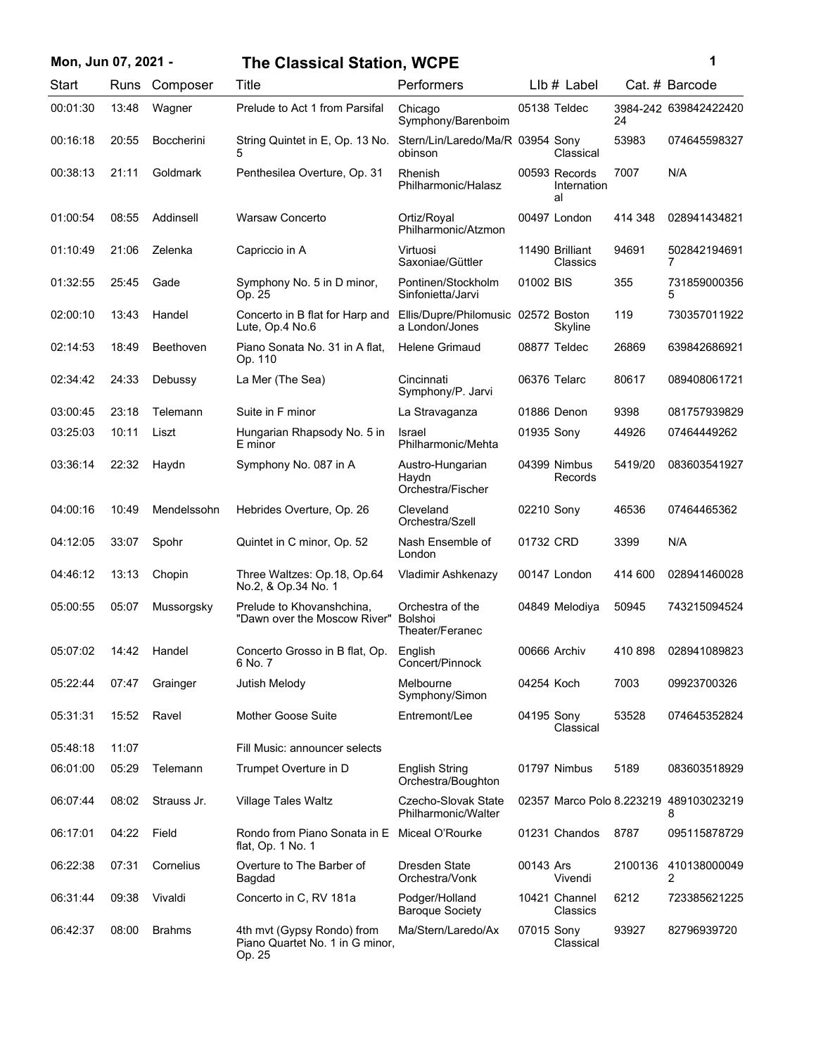# The Classical Station, WCPE

**Mon, Jun 07, 2021 -**

| Start | Runs | Composer | Title | Performers | Llb # | Label | Cat. # | Barcode |
|---|---|---|---|---|---|---|---|---|
| 00:01:30 | 13:48 | Wagner | Prelude to Act 1 from Parsifal | Chicago Symphony/Barenboim | 05138 | Teldec | 3984-242 24 | 639842422420 |
| 00:16:18 | 20:55 | Boccherini | String Quintet in E, Op. 13 No. 5 | Stern/Lin/Laredo/Ma/Robinson | 03954 | Sony Classical | 53983 | 074645598327 |
| 00:38:13 | 21:11 | Goldmark | Penthesilea Overture, Op. 31 | Rhenish Philharmonic/Halasz | 00593 | Records International | 7007 | N/A |
| 01:00:54 | 08:55 | Addinsell | Warsaw Concerto | Ortiz/Royal Philharmonic/Atzmon | 00497 | London | 414 348 | 028941434821 |
| 01:10:49 | 21:06 | Zelenka | Capriccio in A | Virtuosi Saxoniae/Güttler | 11490 | Brilliant Classics | 94691 | 5028421946917 |
| 01:32:55 | 25:45 | Gade | Symphony No. 5 in D minor, Op. 25 | Pontinen/Stockholm Sinfonietta/Jarvi | 01002 | BIS | 355 | 7318590003565 |
| 02:00:10 | 13:43 | Handel | Concerto in B flat for Harp and Lute, Op.4 No.6 | Ellis/Dupre/Philomusica London/Jones | 02572 | Boston Skyline | 119 | 730357011922 |
| 02:14:53 | 18:49 | Beethoven | Piano Sonata No. 31 in A flat, Op. 110 | Helene Grimaud | 08877 | Teldec | 26869 | 639842686921 |
| 02:34:42 | 24:33 | Debussy | La Mer (The Sea) | Cincinnati Symphony/P. Jarvi | 06376 | Telarc | 80617 | 089408061721 |
| 03:00:45 | 23:18 | Telemann | Suite in F minor | La Stravaganza | 01886 | Denon | 9398 | 081757939829 |
| 03:25:03 | 10:11 | Liszt | Hungarian Rhapsody No. 5 in E minor | Israel Philharmonic/Mehta | 01935 | Sony | 44926 | 07464449262 |
| 03:36:14 | 22:32 | Haydn | Symphony No. 087 in A | Austro-Hungarian Haydn Orchestra/Fischer | 04399 | Nimbus Records | 5419/20 | 083603541927 |
| 04:00:16 | 10:49 | Mendelssohn | Hebrides Overture, Op. 26 | Cleveland Orchestra/Szell | 02210 | Sony | 46536 | 07464465362 |
| 04:12:05 | 33:07 | Spohr | Quintet in C minor, Op. 52 | Nash Ensemble of London | 01732 | CRD | 3399 | N/A |
| 04:46:12 | 13:13 | Chopin | Three Waltzes: Op.18, Op.64 No.2, & Op.34 No. 1 | Vladimir Ashkenazy | 00147 | London | 414 600 | 028941460028 |
| 05:00:55 | 05:07 | Mussorgsky | Prelude to Khovanshchina, "Dawn over the Moscow River" | Orchestra of the Bolshoi Theater/Feranec | 04849 | Melodiya | 50945 | 743215094524 |
| 05:07:02 | 14:42 | Handel | Concerto Grosso in B flat, Op. 6 No. 7 | English Concert/Pinnock | 00666 | Archiv | 410 898 | 028941089823 |
| 05:22:44 | 07:47 | Grainger | Jutish Melody | Melbourne Symphony/Simon | 04254 | Koch | 7003 | 09923700326 |
| 05:31:31 | 15:52 | Ravel | Mother Goose Suite | Entremont/Lee | 04195 | Sony Classical | 53528 | 074645352824 |
| 05:48:18 | 11:07 | | Fill Music: announcer selects | | | | | |
| 06:01:00 | 05:29 | Telemann | Trumpet Overture in D | English String Orchestra/Boughton | 01797 | Nimbus | 5189 | 083603518929 |
| 06:07:44 | 08:02 | Strauss Jr. | Village Tales Waltz | Czecho-Slovak State Philharmonic/Walter | 02357 | Marco Polo | 8.223219 | 4891030232198 |
| 06:17:01 | 04:22 | Field | Rondo from Piano Sonata in E flat, Op. 1 No. 1 | Miceal O'Rourke | 01231 | Chandos | 8787 | 095115878729 |
| 06:22:38 | 07:31 | Cornelius | Overture to The Barber of Bagdad | Dresden State Orchestra/Vonk | 00143 | Ars Vivendi | 2100136 | 4101380000492 |
| 06:31:44 | 09:38 | Vivaldi | Concerto in C, RV 181a | Podger/Holland Baroque Society | 10421 | Channel Classics | 6212 | 723385621225 |
| 06:42:37 | 08:00 | Brahms | 4th mvt (Gypsy Rondo) from Piano Quartet No. 1 in G minor, Op. 25 | Ma/Stern/Laredo/Ax | 07015 | Sony Classical | 93927 | 82796939720 |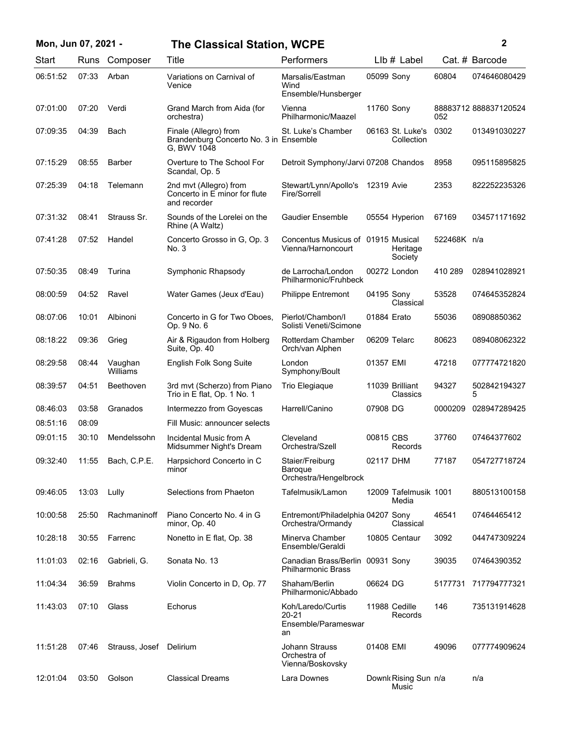| Start | Runs | Composer | Title | Performers | Llb # | Label | Cat. # | Barcode |
|---|---|---|---|---|---|---|---|---|
| 06:51:52 | 07:33 | Arban | Variations on Carnival of Venice | Marsalis/Eastman Wind Ensemble/Hunsberger | 05099 | Sony | 60804 | 074646080429 |
| 07:01:00 | 07:20 | Verdi | Grand March from Aida (for orchestra) | Vienna Philharmonic/Maazel | 11760 | Sony | 88883712052 | 888837120524 |
| 07:09:35 | 04:39 | Bach | Finale (Allegro) from Brandenburg Concerto No. 3 in G, BWV 1048 | St. Luke's Chamber Ensemble | 06163 | St. Luke's Collection | 0302 | 013491030227 |
| 07:15:29 | 08:55 | Barber | Overture to The School For Scandal, Op. 5 | Detroit Symphony/Jarvi | 07208 | Chandos | 8958 | 095115895825 |
| 07:25:39 | 04:18 | Telemann | 2nd mvt (Allegro) from Concerto in E minor for flute and recorder | Stewart/Lynn/Apollo's Fire/Sorrell | 12319 | Avie | 2353 | 822252235326 |
| 07:31:32 | 08:41 | Strauss Sr. | Sounds of the Lorelei on the Rhine (A Waltz) | Gaudier Ensemble | 05554 | Hyperion | 67169 | 034571171692 |
| 07:41:28 | 07:52 | Handel | Concerto Grosso in G, Op. 3 No. 3 | Concentus Musicus of Vienna/Harnoncourt | 01915 | Musical Heritage Society | 522468K | n/a |
| 07:50:35 | 08:49 | Turina | Symphonic Rhapsody | de Larrocha/London Philharmonic/Fruhbeck | 00272 | London | 410 289 | 028941028921 |
| 08:00:59 | 04:52 | Ravel | Water Games (Jeux d'Eau) | Philippe Entremont | 04195 | Sony Classical | 53528 | 074645352824 |
| 08:07:06 | 10:01 | Albinoni | Concerto in G for Two Oboes, Op. 9 No. 6 | Pierlot/Chambon/I Solisti Veneti/Scimone | 01884 | Erato | 55036 | 08908850362 |
| 08:18:22 | 09:36 | Grieg | Air & Rigaudon from Holberg Suite, Op. 40 | Rotterdam Chamber Orch/van Alphen | 06209 | Telarc | 80623 | 089408062322 |
| 08:29:58 | 08:44 | Vaughan Williams | English Folk Song Suite | London Symphony/Boult | 01357 | EMI | 47218 | 077774721820 |
| 08:39:57 | 04:51 | Beethoven | 3rd mvt (Scherzo) from Piano Trio in E flat, Op. 1 No. 1 | Trio Elegiaque | 11039 | Brilliant Classics | 94327 | 5028421943275 |
| 08:46:03 | 03:58 | Granados | Intermezzo from Goyescas | Harrell/Canino | 07908 | DG | 0000209 | 028947289425 |
| 08:51:16 | 08:09 | | Fill Music: announcer selects | | | | | |
| 09:01:15 | 30:10 | Mendelssohn | Incidental Music from A Midsummer Night's Dream | Cleveland Orchestra/Szell | 00815 | CBS Records | 37760 | 07464377602 |
| 09:32:40 | 11:55 | Bach, C.P.E. | Harpsichord Concerto in C minor | Staier/Freiburg Baroque Orchestra/Hengelbrock | 02117 | DHM | 77187 | 054727718724 |
| 09:46:05 | 13:03 | Lully | Selections from Phaeton | Tafelmusik/Lamon | 12009 | Tafelmusik Media | 1001 | 880513100158 |
| 10:00:58 | 25:50 | Rachmaninoff | Piano Concerto No. 4 in G minor, Op. 40 | Entremont/Philadelphia Orchestra/Ormandy | 04207 | Sony Classical | 46541 | 07464465412 |
| 10:28:18 | 30:55 | Farrenc | Nonetto in E flat, Op. 38 | Minerva Chamber Ensemble/Geraldi | 10805 | Centaur | 3092 | 044747309224 |
| 11:01:03 | 02:16 | Gabrieli, G. | Sonata No. 13 | Canadian Brass/Berlin Philharmonic Brass | 00931 | Sony | 39035 | 07464390352 |
| 11:04:34 | 36:59 | Brahms | Violin Concerto in D, Op. 77 | Shaham/Berlin Philharmonic/Abbado | 06624 | DG | 5177731 | 717794777321 |
| 11:43:03 | 07:10 | Glass | Echorus | Koh/Laredo/Curtis 20-21 Ensemble/Parameswaran | 11988 | Cedille Records | 146 | 735131914628 |
| 11:51:28 | 07:46 | Strauss, Josef | Delirium | Johann Strauss Orchestra of Vienna/Boskovsky | 01408 | EMI | 49096 | 077774909624 |
| 12:01:04 | 03:50 | Golson | Classical Dreams | Lara Downes | Downl | Rising Sun Music | n/a | n/a |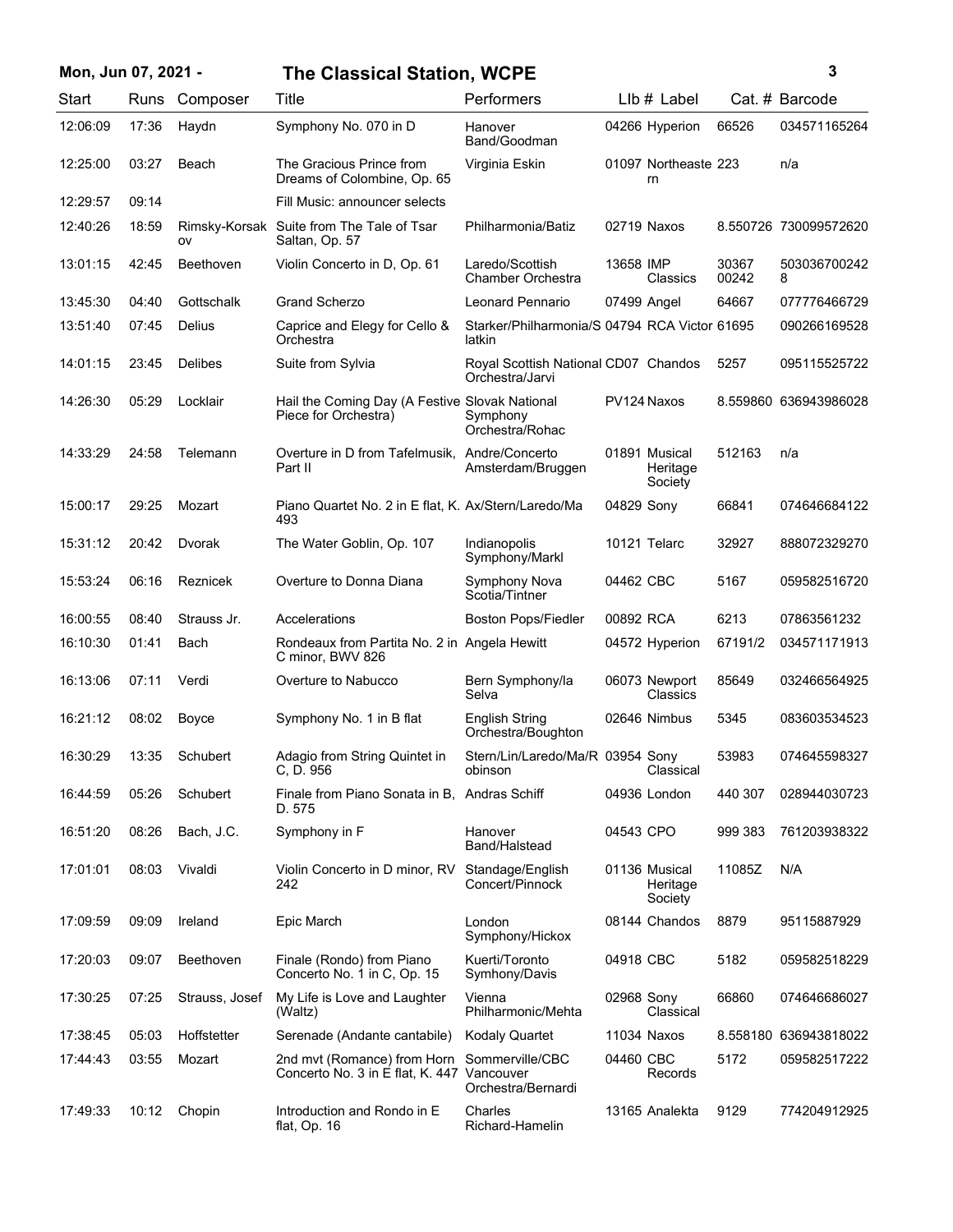**Mon, Jun 07, 2021 -** **The Classical Station, WCPE**

| Start | Runs | Composer | Title | Performers | Llb # | Label | Cat. # | Barcode |
|---|---|---|---|---|---|---|---|---|
| 12:06:09 | 17:36 | Haydn | Symphony No. 070 in D | Hanover Band/Goodman | 04266 | Hyperion | 66526 | 034571165264 |
| 12:25:00 | 03:27 | Beach | The Gracious Prince from Dreams of Colombine, Op. 65 | Virginia Eskin | 01097 | Northeastern | 223 | n/a |
| 12:29:57 | 09:14 | | Fill Music: announcer selects | | | | | |
| 12:40:26 | 18:59 | Rimsky-Korsakov | Suite from The Tale of Tsar Saltan, Op. 57 | Philharmonia/Batiz | 02719 | Naxos | 8.550726 | 730099572620 |
| 13:01:15 | 42:45 | Beethoven | Violin Concerto in D, Op. 61 | Laredo/Scottish Chamber Orchestra | 13658 | IMP Classics | 30367 00242 | 5030367002428 |
| 13:45:30 | 04:40 | Gottschalk | Grand Scherzo | Leonard Pennario | 07499 | Angel | 64667 | 077776466729 |
| 13:51:40 | 07:45 | Delius | Caprice and Elegy for Cello & Orchestra | Starker/Philharmonia/Slatkin | 04794 | RCA Victor | 61695 | 090266169528 |
| 14:01:15 | 23:45 | Delibes | Suite from Sylvia | Royal Scottish National Orchestra/Jarvi | CD07 | Chandos | 5257 | 095115525722 |
| 14:26:30 | 05:29 | Locklair | Hail the Coming Day (A Festive Piece for Orchestra) | Slovak National Symphony Orchestra/Rohac | PV124 | Naxos | 8.559860 | 636943986028 |
| 14:33:29 | 24:58 | Telemann | Overture in D from Tafelmusik, Part II | Andre/Concerto Amsterdam/Bruggen | 01891 | Musical Heritage Society | 512163 | n/a |
| 15:00:17 | 29:25 | Mozart | Piano Quartet No. 2 in E flat, K. 493 | Ax/Stern/Laredo/Ma | 04829 | Sony | 66841 | 074646684122 |
| 15:31:12 | 20:42 | Dvorak | The Water Goblin, Op. 107 | Indianopolis Symphony/Markl | 10121 | Telarc | 32927 | 888072329270 |
| 15:53:24 | 06:16 | Reznicek | Overture to Donna Diana | Symphony Nova Scotia/Tintner | 04462 | CBC | 5167 | 059582516720 |
| 16:00:55 | 08:40 | Strauss Jr. | Accelerations | Boston Pops/Fiedler | 00892 | RCA | 6213 | 07863561232 |
| 16:10:30 | 01:41 | Bach | Rondeaux from Partita No. 2 in C minor, BWV 826 | Angela Hewitt | 04572 | Hyperion | 67191/2 | 034571171913 |
| 16:13:06 | 07:11 | Verdi | Overture to Nabucco | Bern Symphony/la Selva | 06073 | Newport Classics | 85649 | 032466564925 |
| 16:21:12 | 08:02 | Boyce | Symphony No. 1 in B flat | English String Orchestra/Boughton | 02646 | Nimbus | 5345 | 083603534523 |
| 16:30:29 | 13:35 | Schubert | Adagio from String Quintet in C, D. 956 | Stern/Lin/Laredo/Ma/Robinson | 03954 | Sony Classical | 53983 | 074645598327 |
| 16:44:59 | 05:26 | Schubert | Finale from Piano Sonata in B, D. 575 | Andras Schiff | 04936 | London | 440 307 | 028944030723 |
| 16:51:20 | 08:26 | Bach, J.C. | Symphony in F | Hanover Band/Halstead | 04543 | CPO | 999 383 | 761203938322 |
| 17:01:01 | 08:03 | Vivaldi | Violin Concerto in D minor, RV 242 | Standage/English Concert/Pinnock | 01136 | Musical Heritage Society | 11085Z | N/A |
| 17:09:59 | 09:09 | Ireland | Epic March | London Symphony/Hickox | 08144 | Chandos | 8879 | 95115887929 |
| 17:20:03 | 09:07 | Beethoven | Finale (Rondo) from Piano Concerto No. 1 in C, Op. 15 | Kuerti/Toronto Symhony/Davis | 04918 | CBC | 5182 | 059582518229 |
| 17:30:25 | 07:25 | Strauss, Josef | My Life is Love and Laughter (Waltz) | Vienna Philharmonic/Mehta | 02968 | Sony Classical | 66860 | 074646686027 |
| 17:38:45 | 05:03 | Hoffstetter | Serenade (Andante cantabile) | Kodaly Quartet | 11034 | Naxos | 8.558180 | 636943818022 |
| 17:44:43 | 03:55 | Mozart | 2nd mvt (Romance) from Horn Concerto No. 3 in E flat, K. 447 | Sommerville/CBC Vancouver Orchestra/Bernardi | 04460 | CBC Records | 5172 | 059582517222 |
| 17:49:33 | 10:12 | Chopin | Introduction and Rondo in E flat, Op. 16 | Charles Richard-Hamelin | 13165 | Analekta | 9129 | 774204912925 |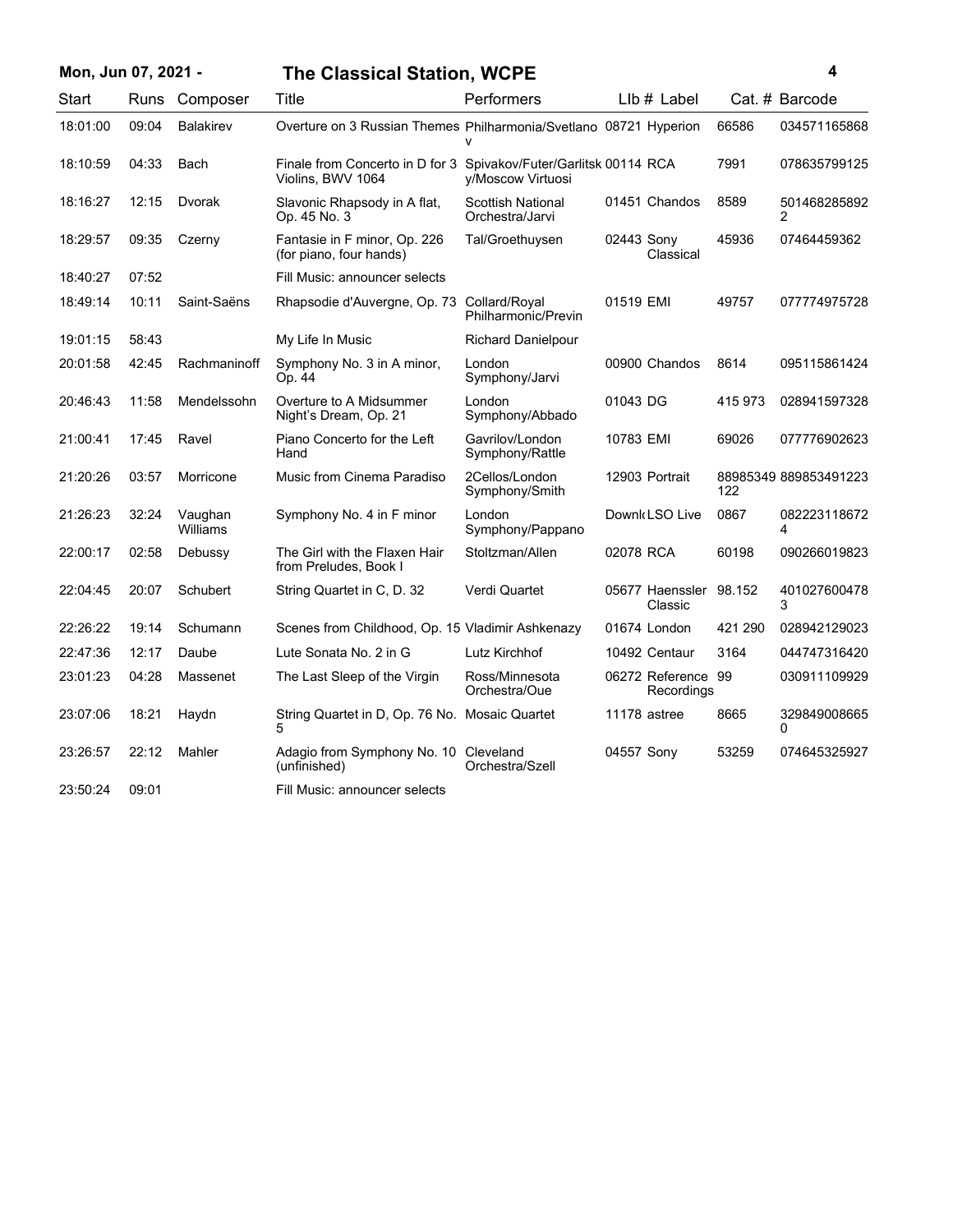**Mon, Jun 07, 2021 - The Classical Station, WCPE**

| Start | Runs | Composer | Title | Performers | Llb # | Label | Cat. # | Barcode |
|---|---|---|---|---|---|---|---|---|
| 18:01:00 | 09:04 | Balakirev | Overture on 3 Russian Themes | Philharmonia/Svetlanov | 08721 | Hyperion | 66586 | 034571165868 |
| 18:10:59 | 04:33 | Bach | Finale from Concerto in D for 3 Violins, BWV 1064 | Spivakov/Futer/Garlitsky/Moscow Virtuosi | 00114 | RCA | 7991 | 078635799125 |
| 18:16:27 | 12:15 | Dvorak | Slavonic Rhapsody in A flat, Op. 45 No. 3 | Scottish National Orchestra/Jarvi | 01451 | Chandos | 8589 | 5014682858922 |
| 18:29:57 | 09:35 | Czerny | Fantasie in F minor, Op. 226 (for piano, four hands) | Tal/Groethuysen | 02443 | Sony Classical | 45936 | 07464459362 |
| 18:40:27 | 07:52 | | Fill Music: announcer selects | | | | | |
| 18:49:14 | 10:11 | Saint-Saëns | Rhapsodie d'Auvergne, Op. 73 | Collard/Royal Philharmonic/Previn | 01519 | EMI | 49757 | 077774975728 |
| 19:01:15 | 58:43 | | My Life In Music | Richard Danielpour | | | | |
| 20:01:58 | 42:45 | Rachmaninoff | Symphony No. 3 in A minor, Op. 44 | London Symphony/Jarvi | 00900 | Chandos | 8614 | 095115861424 |
| 20:46:43 | 11:58 | Mendelssohn | Overture to A Midsummer Night's Dream, Op. 21 | London Symphony/Abbado | 01043 | DG | 415 973 | 028941597328 |
| 21:00:41 | 17:45 | Ravel | Piano Concerto for the Left Hand | Gavrilov/London Symphony/Rattle | 10783 | EMI | 69026 | 077776902623 |
| 21:20:26 | 03:57 | Morricone | Music from Cinema Paradiso | 2Cellos/London Symphony/Smith | 12903 | Portrait | 88985349122 | 889853491223 |
| 21:26:23 | 32:24 | Vaughan Williams | Symphony No. 4 in F minor | London Symphony/Pappano | Downl | LSO Live | 0867 | 0822231186724 |
| 22:00:17 | 02:58 | Debussy | The Girl with the Flaxen Hair from Preludes, Book I | Stoltzman/Allen | 02078 | RCA | 60198 | 090266019823 |
| 22:04:45 | 20:07 | Schubert | String Quartet in C, D. 32 | Verdi Quartet | 05677 | Haenssler Classic | 98.152 | 4010276004783 |
| 22:26:22 | 19:14 | Schumann | Scenes from Childhood, Op. 15 | Vladimir Ashkenazy | 01674 | London | 421 290 | 028942129023 |
| 22:47:36 | 12:17 | Daube | Lute Sonata No. 2 in G | Lutz Kirchhof | 10492 | Centaur | 3164 | 044747316420 |
| 23:01:23 | 04:28 | Massenet | The Last Sleep of the Virgin | Ross/Minnesota Orchestra/Oue | 06272 | Reference Recordings | 99 | 030911109929 |
| 23:07:06 | 18:21 | Haydn | String Quartet in D, Op. 76 No. 5 | Mosaic Quartet | 11178 | astree | 8665 | 3298490086650 |
| 23:26:57 | 22:12 | Mahler | Adagio from Symphony No. 10 (unfinished) | Cleveland Orchestra/Szell | 04557 | Sony | 53259 | 074645325927 |
| 23:50:24 | 09:01 | | Fill Music: announcer selects | | | | | |